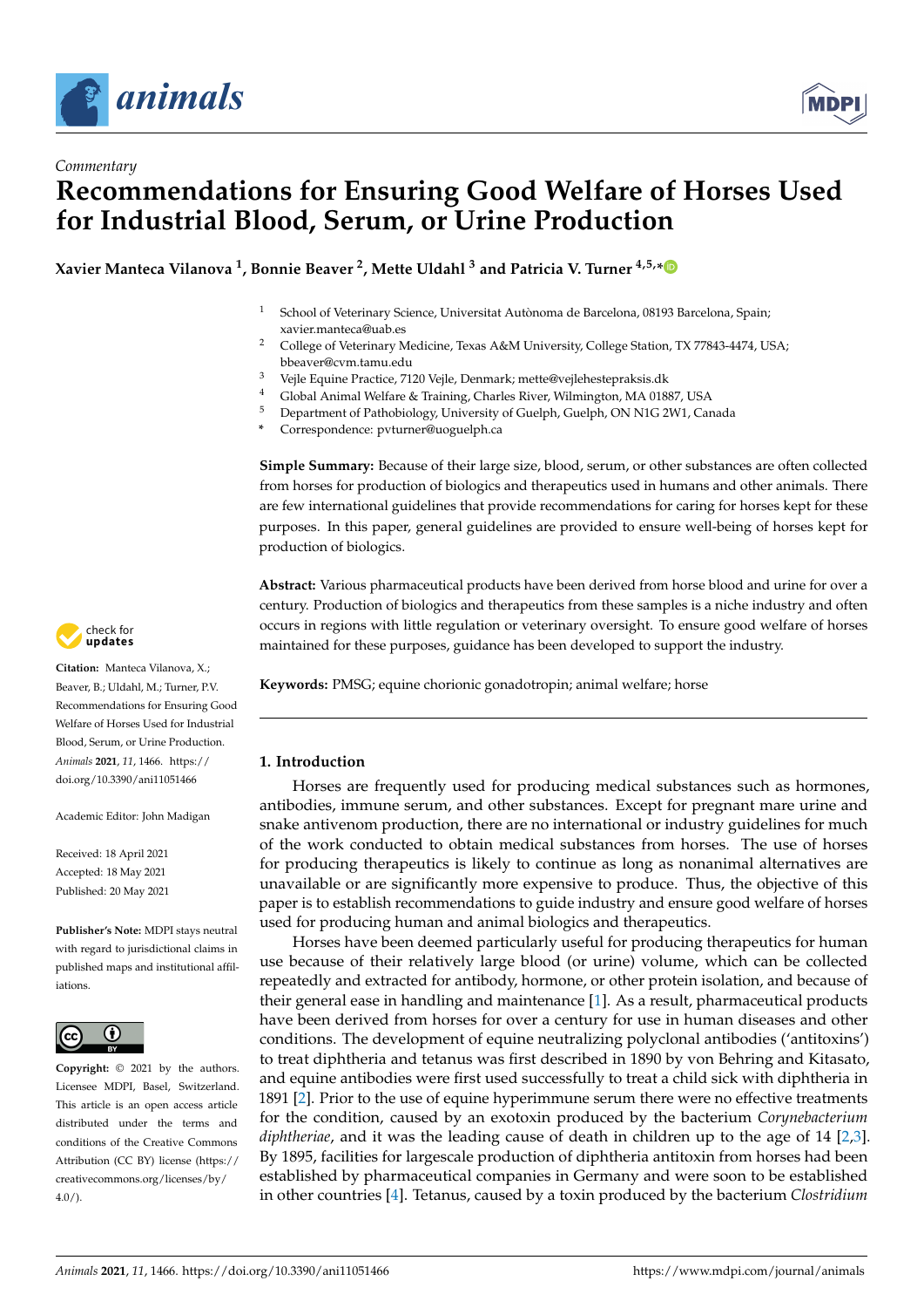*Commentary*

# Recommendations for Ensuring Good Welfare of Horses Used for Industrial Blood, Serum, or Urine Production

**Xavier Manteca Vilanova [1], Bonnie Beaver [2], Mette Uldahl [3] and Patricia V. Turner [4,5,*]**

[1] School of Veterinary Science, Universitat Autònoma de Barcelona, 08193 Barcelona, Spain; xavier.manteca@uab.es
[2] College of Veterinary Medicine, Texas A&M University, College Station, TX 77843-4474, USA; bbeaver@cvm.tamu.edu
[3] Vejle Equine Practice, 7120 Vejle, Denmark; mette@vejlehestepraksis.dk
[4] Global Animal Welfare & Training, Charles River, Wilmington, MA 01887, USA
[5] Department of Pathobiology, University of Guelph, Guelph, ON N1G 2W1, Canada
* Correspondence: pvturner@uoguelph.ca

**Simple Summary:** Because of their large size, blood, serum, or other substances are often collected from horses for production of biologics and therapeutics used in humans and other animals. There are few international guidelines that provide recommendations for caring for horses kept for these purposes. In this paper, general guidelines are provided to ensure well-being of horses kept for production of biologics.

**Abstract:** Various pharmaceutical products have been derived from horse blood and urine for over a century. Production of biologics and therapeutics from these samples is a niche industry and often occurs in regions with little regulation or veterinary oversight. To ensure good welfare of horses maintained for these purposes, guidance has been developed to support the industry.

**Keywords:** PMSG; equine chorionic gonadotropin; animal welfare; horse

**Citation:** Manteca Vilanova, X.; Beaver, B.; Uldahl, M.; Turner, P.V. Recommendations for Ensuring Good Welfare of Horses Used for Industrial Blood, Serum, or Urine Production. *Animals* **2021**, *11*, 1466. https://doi.org/10.3390/ani11051466

Academic Editor: John Madigan

Received: 18 April 2021
Accepted: 18 May 2021
Published: 20 May 2021

**Publisher's Note:** MDPI stays neutral with regard to jurisdictional claims in published maps and institutional affiliations.

**Copyright:** © 2021 by the authors. Licensee MDPI, Basel, Switzerland. This article is an open access article distributed under the terms and conditions of the Creative Commons Attribution (CC BY) license (https://creativecommons.org/licenses/by/4.0/).

## 1. Introduction

Horses are frequently used for producing medical substances such as hormones, antibodies, immune serum, and other substances. Except for pregnant mare urine and snake antivenom production, there are no international or industry guidelines for much of the work conducted to obtain medical substances from horses. The use of horses for producing therapeutics is likely to continue as long as nonanimal alternatives are unavailable or are significantly more expensive to produce. Thus, the objective of this paper is to establish recommendations to guide industry and ensure good welfare of horses used for producing human and animal biologics and therapeutics.

Horses have been deemed particularly useful for producing therapeutics for human use because of their relatively large blood (or urine) volume, which can be collected repeatedly and extracted for antibody, hormone, or other protein isolation, and because of their general ease in handling and maintenance [1]. As a result, pharmaceutical products have been derived from horses for over a century for use in human diseases and other conditions. The development of equine neutralizing polyclonal antibodies ('antitoxins') to treat diphtheria and tetanus was first described in 1890 by von Behring and Kitasato, and equine antibodies were first used successfully to treat a child sick with diphtheria in 1891 [2]. Prior to the use of equine hyperimmune serum there were no effective treatments for the condition, caused by an exotoxin produced by the bacterium *Corynebacterium diphtheriae*, and it was the leading cause of death in children up to the age of 14 [2,3]. By 1895, facilities for largescale production of diphtheria antitoxin from horses had been established by pharmaceutical companies in Germany and were soon to be established in other countries [4]. Tetanus, caused by a toxin produced by the bacterium *Clostridium*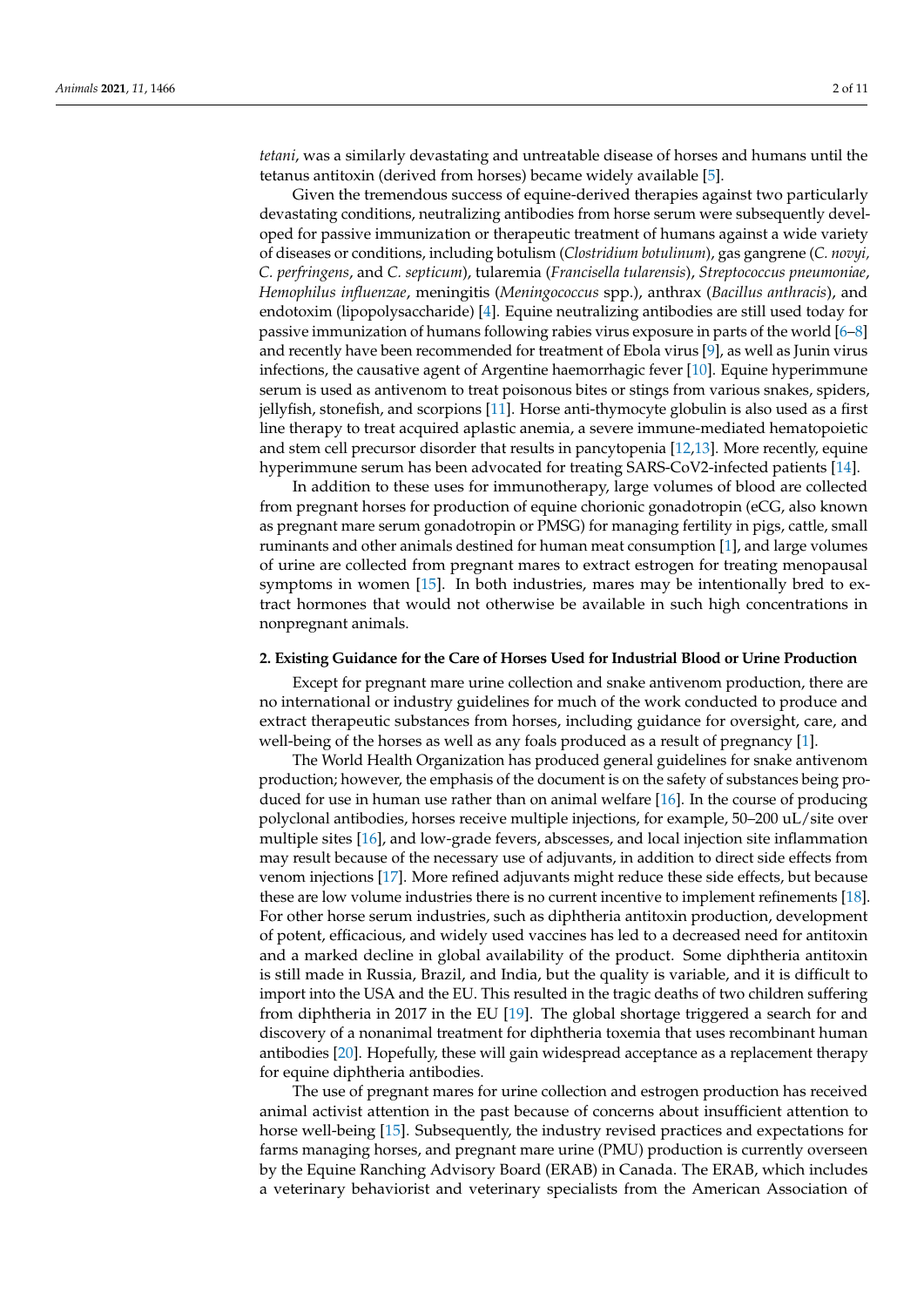*tetani*, was a similarly devastating and untreatable disease of horses and humans until the tetanus antitoxin (derived from horses) became widely available [5].

Given the tremendous success of equine-derived therapies against two particularly devastating conditions, neutralizing antibodies from horse serum were subsequently developed for passive immunization or therapeutic treatment of humans against a wide variety of diseases or conditions, including botulism (*Clostridium botulinum*), gas gangrene (*C. novyi, C. perfringens*, and *C. septicum*), tularemia (*Francisella tularensis*), *Streptococcus pneumoniae*, *Hemophilus influenzae*, meningitis (*Meningococcus* spp.), anthrax (*Bacillus anthracis*), and endotoxim (lipopolysaccharide) [4]. Equine neutralizing antibodies are still used today for passive immunization of humans following rabies virus exposure in parts of the world [6–8] and recently have been recommended for treatment of Ebola virus [9], as well as Junin virus infections, the causative agent of Argentine haemorrhagic fever [10]. Equine hyperimmune serum is used as antivenom to treat poisonous bites or stings from various snakes, spiders, jellyfish, stonefish, and scorpions [11]. Horse anti-thymocyte globulin is also used as a first line therapy to treat acquired aplastic anemia, a severe immune-mediated hematopoietic and stem cell precursor disorder that results in pancytopenia [12,13]. More recently, equine hyperimmune serum has been advocated for treating SARS-CoV2-infected patients [14].

In addition to these uses for immunotherapy, large volumes of blood are collected from pregnant horses for production of equine chorionic gonadotropin (eCG, also known as pregnant mare serum gonadotropin or PMSG) for managing fertility in pigs, cattle, small ruminants and other animals destined for human meat consumption [1], and large volumes of urine are collected from pregnant mares to extract estrogen for treating menopausal symptoms in women [15]. In both industries, mares may be intentionally bred to extract hormones that would not otherwise be available in such high concentrations in nonpregnant animals.

## 2. Existing Guidance for the Care of Horses Used for Industrial Blood or Urine Production

Except for pregnant mare urine collection and snake antivenom production, there are no international or industry guidelines for much of the work conducted to produce and extract therapeutic substances from horses, including guidance for oversight, care, and well-being of the horses as well as any foals produced as a result of pregnancy [1].

The World Health Organization has produced general guidelines for snake antivenom production; however, the emphasis of the document is on the safety of substances being produced for use in human use rather than on animal welfare [16]. In the course of producing polyclonal antibodies, horses receive multiple injections, for example, 50–200 uL/site over multiple sites [16], and low-grade fevers, abscesses, and local injection site inflammation may result because of the necessary use of adjuvants, in addition to direct side effects from venom injections [17]. More refined adjuvants might reduce these side effects, but because these are low volume industries there is no current incentive to implement refinements [18]. For other horse serum industries, such as diphtheria antitoxin production, development of potent, efficacious, and widely used vaccines has led to a decreased need for antitoxin and a marked decline in global availability of the product. Some diphtheria antitoxin is still made in Russia, Brazil, and India, but the quality is variable, and it is difficult to import into the USA and the EU. This resulted in the tragic deaths of two children suffering from diphtheria in 2017 in the EU [19]. The global shortage triggered a search for and discovery of a nonanimal treatment for diphtheria toxemia that uses recombinant human antibodies [20]. Hopefully, these will gain widespread acceptance as a replacement therapy for equine diphtheria antibodies.

The use of pregnant mares for urine collection and estrogen production has received animal activist attention in the past because of concerns about insufficient attention to horse well-being [15]. Subsequently, the industry revised practices and expectations for farms managing horses, and pregnant mare urine (PMU) production is currently overseen by the Equine Ranching Advisory Board (ERAB) in Canada. The ERAB, which includes a veterinary behaviorist and veterinary specialists from the American Association of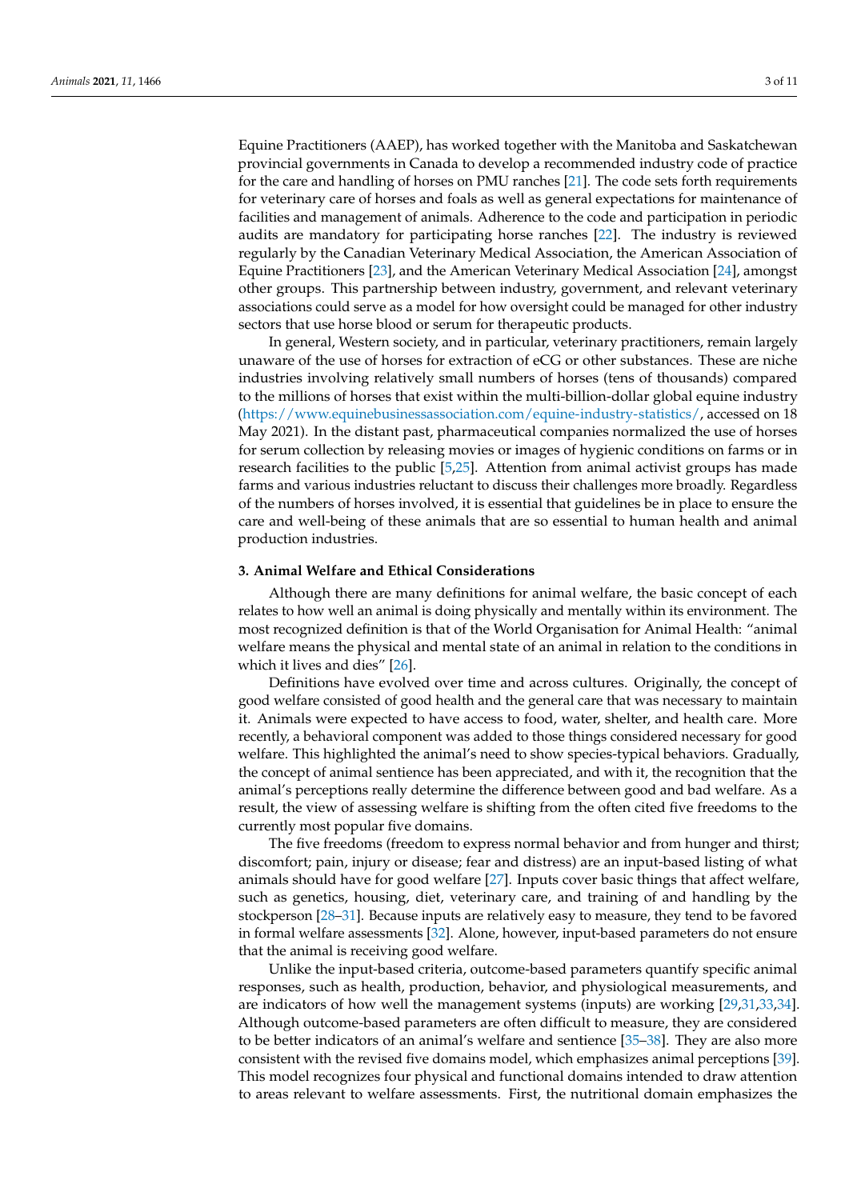Equine Practitioners (AAEP), has worked together with the Manitoba and Saskatchewan provincial governments in Canada to develop a recommended industry code of practice for the care and handling of horses on PMU ranches [21]. The code sets forth requirements for veterinary care of horses and foals as well as general expectations for maintenance of facilities and management of animals. Adherence to the code and participation in periodic audits are mandatory for participating horse ranches [22]. The industry is reviewed regularly by the Canadian Veterinary Medical Association, the American Association of Equine Practitioners [23], and the American Veterinary Medical Association [24], amongst other groups. This partnership between industry, government, and relevant veterinary associations could serve as a model for how oversight could be managed for other industry sectors that use horse blood or serum for therapeutic products.

In general, Western society, and in particular, veterinary practitioners, remain largely unaware of the use of horses for extraction of eCG or other substances. These are niche industries involving relatively small numbers of horses (tens of thousands) compared to the millions of horses that exist within the multi-billion-dollar global equine industry (https://www.equinebusinessassociation.com/equine-industry-statistics/, accessed on 18 May 2021). In the distant past, pharmaceutical companies normalized the use of horses for serum collection by releasing movies or images of hygienic conditions on farms or in research facilities to the public [5,25]. Attention from animal activist groups has made farms and various industries reluctant to discuss their challenges more broadly. Regardless of the numbers of horses involved, it is essential that guidelines be in place to ensure the care and well-being of these animals that are so essential to human health and animal production industries.

## 3. Animal Welfare and Ethical Considerations

Although there are many definitions for animal welfare, the basic concept of each relates to how well an animal is doing physically and mentally within its environment. The most recognized definition is that of the World Organisation for Animal Health: "animal welfare means the physical and mental state of an animal in relation to the conditions in which it lives and dies" [26].

Definitions have evolved over time and across cultures. Originally, the concept of good welfare consisted of good health and the general care that was necessary to maintain it. Animals were expected to have access to food, water, shelter, and health care. More recently, a behavioral component was added to those things considered necessary for good welfare. This highlighted the animal's need to show species-typical behaviors. Gradually, the concept of animal sentience has been appreciated, and with it, the recognition that the animal's perceptions really determine the difference between good and bad welfare. As a result, the view of assessing welfare is shifting from the often cited five freedoms to the currently most popular five domains.

The five freedoms (freedom to express normal behavior and from hunger and thirst; discomfort; pain, injury or disease; fear and distress) are an input-based listing of what animals should have for good welfare [27]. Inputs cover basic things that affect welfare, such as genetics, housing, diet, veterinary care, and training of and handling by the stockperson [28–31]. Because inputs are relatively easy to measure, they tend to be favored in formal welfare assessments [32]. Alone, however, input-based parameters do not ensure that the animal is receiving good welfare.

Unlike the input-based criteria, outcome-based parameters quantify specific animal responses, such as health, production, behavior, and physiological measurements, and are indicators of how well the management systems (inputs) are working [29,31,33,34]. Although outcome-based parameters are often difficult to measure, they are considered to be better indicators of an animal's welfare and sentience [35–38]. They are also more consistent with the revised five domains model, which emphasizes animal perceptions [39]. This model recognizes four physical and functional domains intended to draw attention to areas relevant to welfare assessments. First, the nutritional domain emphasizes the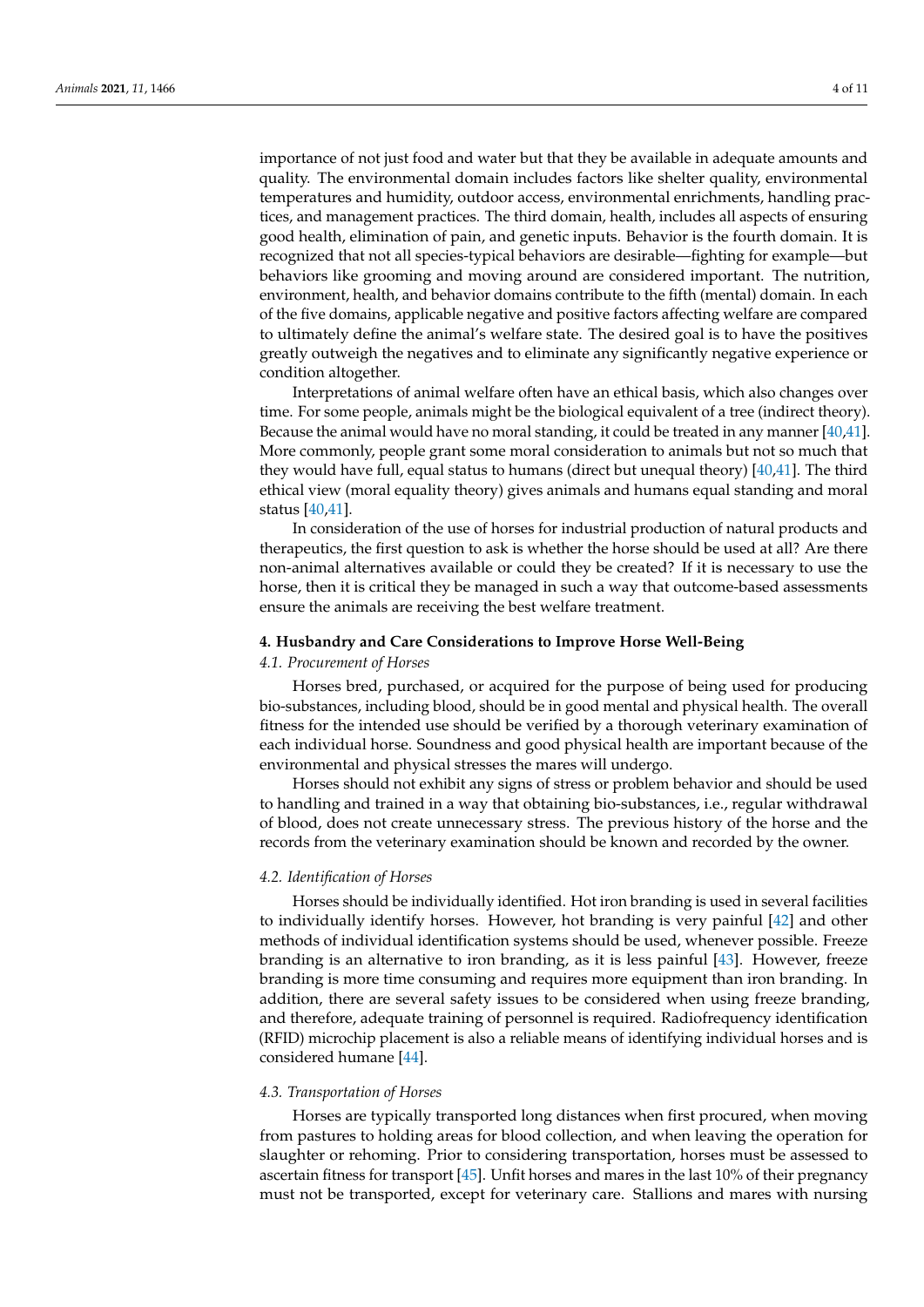importance of not just food and water but that they be available in adequate amounts and quality. The environmental domain includes factors like shelter quality, environmental temperatures and humidity, outdoor access, environmental enrichments, handling practices, and management practices. The third domain, health, includes all aspects of ensuring good health, elimination of pain, and genetic inputs. Behavior is the fourth domain. It is recognized that not all species-typical behaviors are desirable—fighting for example—but behaviors like grooming and moving around are considered important. The nutrition, environment, health, and behavior domains contribute to the fifth (mental) domain. In each of the five domains, applicable negative and positive factors affecting welfare are compared to ultimately define the animal's welfare state. The desired goal is to have the positives greatly outweigh the negatives and to eliminate any significantly negative experience or condition altogether.

Interpretations of animal welfare often have an ethical basis, which also changes over time. For some people, animals might be the biological equivalent of a tree (indirect theory). Because the animal would have no moral standing, it could be treated in any manner [40,41]. More commonly, people grant some moral consideration to animals but not so much that they would have full, equal status to humans (direct but unequal theory) [40,41]. The third ethical view (moral equality theory) gives animals and humans equal standing and moral status [40,41].

In consideration of the use of horses for industrial production of natural products and therapeutics, the first question to ask is whether the horse should be used at all? Are there non-animal alternatives available or could they be created? If it is necessary to use the horse, then it is critical they be managed in such a way that outcome-based assessments ensure the animals are receiving the best welfare treatment.

## 4. Husbandry and Care Considerations to Improve Horse Well-Being

### *4.1. Procurement of Horses*

Horses bred, purchased, or acquired for the purpose of being used for producing bio-substances, including blood, should be in good mental and physical health. The overall fitness for the intended use should be verified by a thorough veterinary examination of each individual horse. Soundness and good physical health are important because of the environmental and physical stresses the mares will undergo.

Horses should not exhibit any signs of stress or problem behavior and should be used to handling and trained in a way that obtaining bio-substances, i.e., regular withdrawal of blood, does not create unnecessary stress. The previous history of the horse and the records from the veterinary examination should be known and recorded by the owner.

### *4.2. Identification of Horses*

Horses should be individually identified. Hot iron branding is used in several facilities to individually identify horses. However, hot branding is very painful [42] and other methods of individual identification systems should be used, whenever possible. Freeze branding is an alternative to iron branding, as it is less painful [43]. However, freeze branding is more time consuming and requires more equipment than iron branding. In addition, there are several safety issues to be considered when using freeze branding, and therefore, adequate training of personnel is required. Radiofrequency identification (RFID) microchip placement is also a reliable means of identifying individual horses and is considered humane [44].

### *4.3. Transportation of Horses*

Horses are typically transported long distances when first procured, when moving from pastures to holding areas for blood collection, and when leaving the operation for slaughter or rehoming. Prior to considering transportation, horses must be assessed to ascertain fitness for transport [45]. Unfit horses and mares in the last 10% of their pregnancy must not be transported, except for veterinary care. Stallions and mares with nursing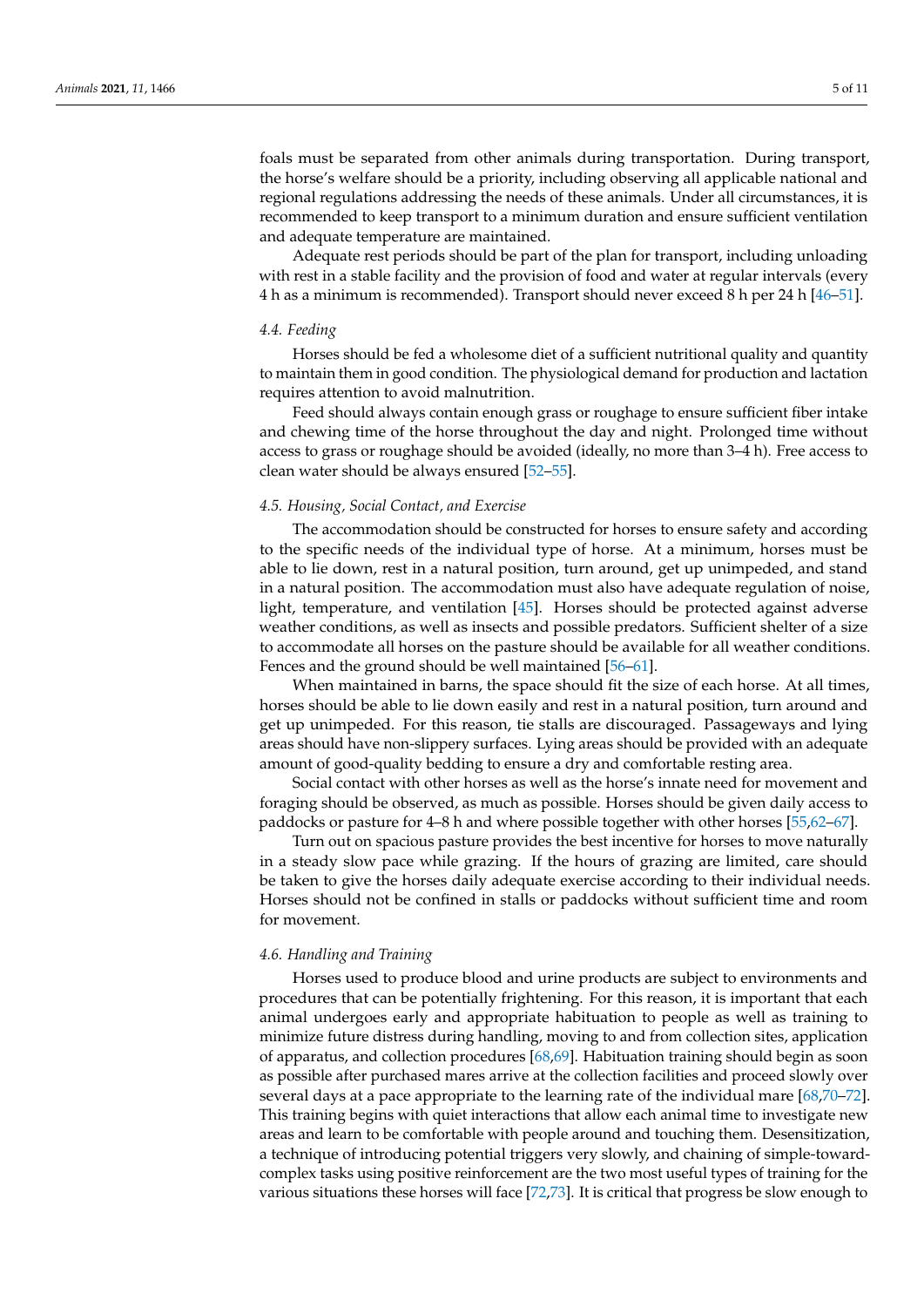foals must be separated from other animals during transportation. During transport, the horse's welfare should be a priority, including observing all applicable national and regional regulations addressing the needs of these animals. Under all circumstances, it is recommended to keep transport to a minimum duration and ensure sufficient ventilation and adequate temperature are maintained.

Adequate rest periods should be part of the plan for transport, including unloading with rest in a stable facility and the provision of food and water at regular intervals (every 4 h as a minimum is recommended). Transport should never exceed 8 h per 24 h [46–51].

### 4.4. Feeding

Horses should be fed a wholesome diet of a sufficient nutritional quality and quantity to maintain them in good condition. The physiological demand for production and lactation requires attention to avoid malnutrition.

Feed should always contain enough grass or roughage to ensure sufficient fiber intake and chewing time of the horse throughout the day and night. Prolonged time without access to grass or roughage should be avoided (ideally, no more than 3–4 h). Free access to clean water should be always ensured [52–55].

### 4.5. Housing, Social Contact, and Exercise

The accommodation should be constructed for horses to ensure safety and according to the specific needs of the individual type of horse. At a minimum, horses must be able to lie down, rest in a natural position, turn around, get up unimpeded, and stand in a natural position. The accommodation must also have adequate regulation of noise, light, temperature, and ventilation [45]. Horses should be protected against adverse weather conditions, as well as insects and possible predators. Sufficient shelter of a size to accommodate all horses on the pasture should be available for all weather conditions. Fences and the ground should be well maintained [56–61].

When maintained in barns, the space should fit the size of each horse. At all times, horses should be able to lie down easily and rest in a natural position, turn around and get up unimpeded. For this reason, tie stalls are discouraged. Passageways and lying areas should have non-slippery surfaces. Lying areas should be provided with an adequate amount of good-quality bedding to ensure a dry and comfortable resting area.

Social contact with other horses as well as the horse's innate need for movement and foraging should be observed, as much as possible. Horses should be given daily access to paddocks or pasture for 4–8 h and where possible together with other horses [55,62–67].

Turn out on spacious pasture provides the best incentive for horses to move naturally in a steady slow pace while grazing. If the hours of grazing are limited, care should be taken to give the horses daily adequate exercise according to their individual needs. Horses should not be confined in stalls or paddocks without sufficient time and room for movement.

### 4.6. Handling and Training

Horses used to produce blood and urine products are subject to environments and procedures that can be potentially frightening. For this reason, it is important that each animal undergoes early and appropriate habituation to people as well as training to minimize future distress during handling, moving to and from collection sites, application of apparatus, and collection procedures [68,69]. Habituation training should begin as soon as possible after purchased mares arrive at the collection facilities and proceed slowly over several days at a pace appropriate to the learning rate of the individual mare [68,70–72]. This training begins with quiet interactions that allow each animal time to investigate new areas and learn to be comfortable with people around and touching them. Desensitization, a technique of introducing potential triggers very slowly, and chaining of simple-toward-complex tasks using positive reinforcement are the two most useful types of training for the various situations these horses will face [72,73]. It is critical that progress be slow enough to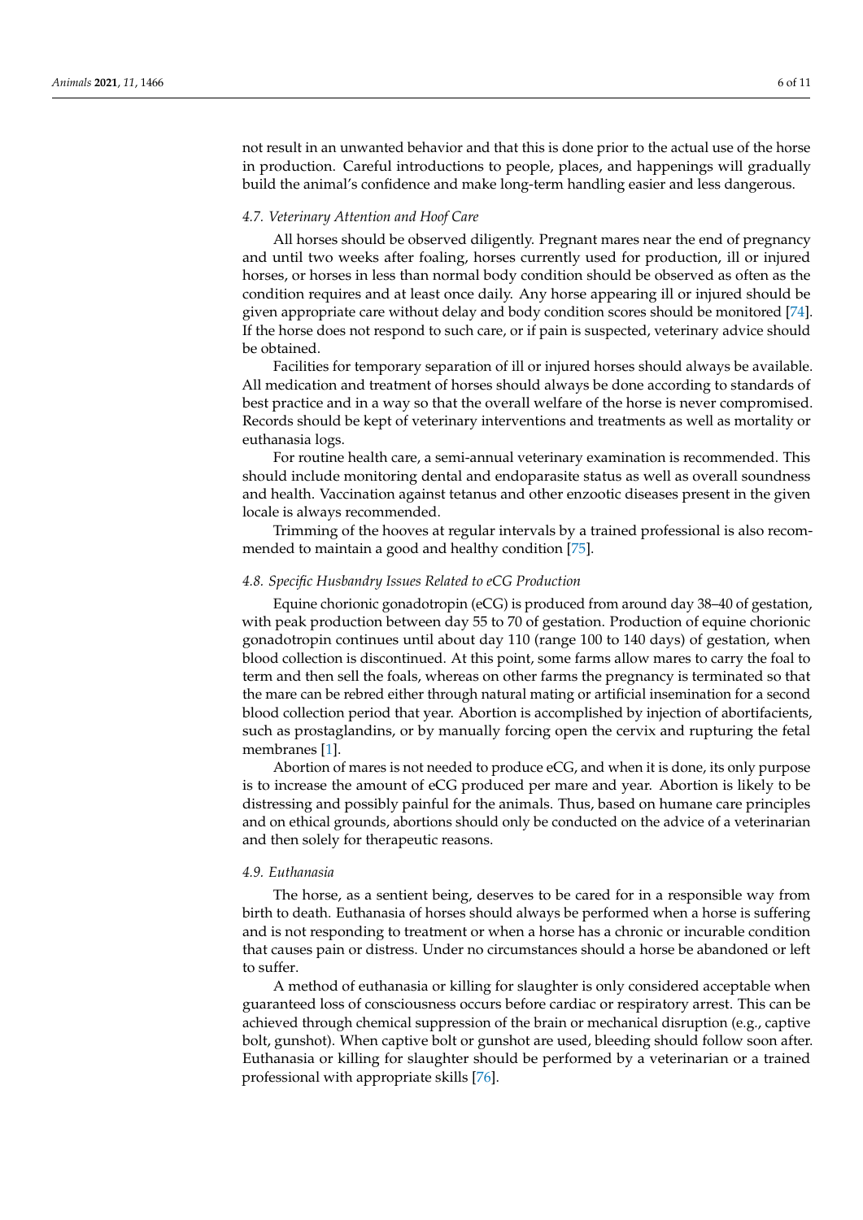not result in an unwanted behavior and that this is done prior to the actual use of the horse in production. Careful introductions to people, places, and happenings will gradually build the animal's confidence and make long-term handling easier and less dangerous.

### *4.7. Veterinary Attention and Hoof Care*

All horses should be observed diligently. Pregnant mares near the end of pregnancy and until two weeks after foaling, horses currently used for production, ill or injured horses, or horses in less than normal body condition should be observed as often as the condition requires and at least once daily. Any horse appearing ill or injured should be given appropriate care without delay and body condition scores should be monitored [74]. If the horse does not respond to such care, or if pain is suspected, veterinary advice should be obtained.

Facilities for temporary separation of ill or injured horses should always be available. All medication and treatment of horses should always be done according to standards of best practice and in a way so that the overall welfare of the horse is never compromised. Records should be kept of veterinary interventions and treatments as well as mortality or euthanasia logs.

For routine health care, a semi-annual veterinary examination is recommended. This should include monitoring dental and endoparasite status as well as overall soundness and health. Vaccination against tetanus and other enzootic diseases present in the given locale is always recommended.

Trimming of the hooves at regular intervals by a trained professional is also recommended to maintain a good and healthy condition [75].

### *4.8. Specific Husbandry Issues Related to eCG Production*

Equine chorionic gonadotropin (eCG) is produced from around day 38–40 of gestation, with peak production between day 55 to 70 of gestation. Production of equine chorionic gonadotropin continues until about day 110 (range 100 to 140 days) of gestation, when blood collection is discontinued. At this point, some farms allow mares to carry the foal to term and then sell the foals, whereas on other farms the pregnancy is terminated so that the mare can be rebred either through natural mating or artificial insemination for a second blood collection period that year. Abortion is accomplished by injection of abortifacients, such as prostaglandins, or by manually forcing open the cervix and rupturing the fetal membranes [1].

Abortion of mares is not needed to produce eCG, and when it is done, its only purpose is to increase the amount of eCG produced per mare and year. Abortion is likely to be distressing and possibly painful for the animals. Thus, based on humane care principles and on ethical grounds, abortions should only be conducted on the advice of a veterinarian and then solely for therapeutic reasons.

### *4.9. Euthanasia*

The horse, as a sentient being, deserves to be cared for in a responsible way from birth to death. Euthanasia of horses should always be performed when a horse is suffering and is not responding to treatment or when a horse has a chronic or incurable condition that causes pain or distress. Under no circumstances should a horse be abandoned or left to suffer.

A method of euthanasia or killing for slaughter is only considered acceptable when guaranteed loss of consciousness occurs before cardiac or respiratory arrest. This can be achieved through chemical suppression of the brain or mechanical disruption (e.g., captive bolt, gunshot). When captive bolt or gunshot are used, bleeding should follow soon after. Euthanasia or killing for slaughter should be performed by a veterinarian or a trained professional with appropriate skills [76].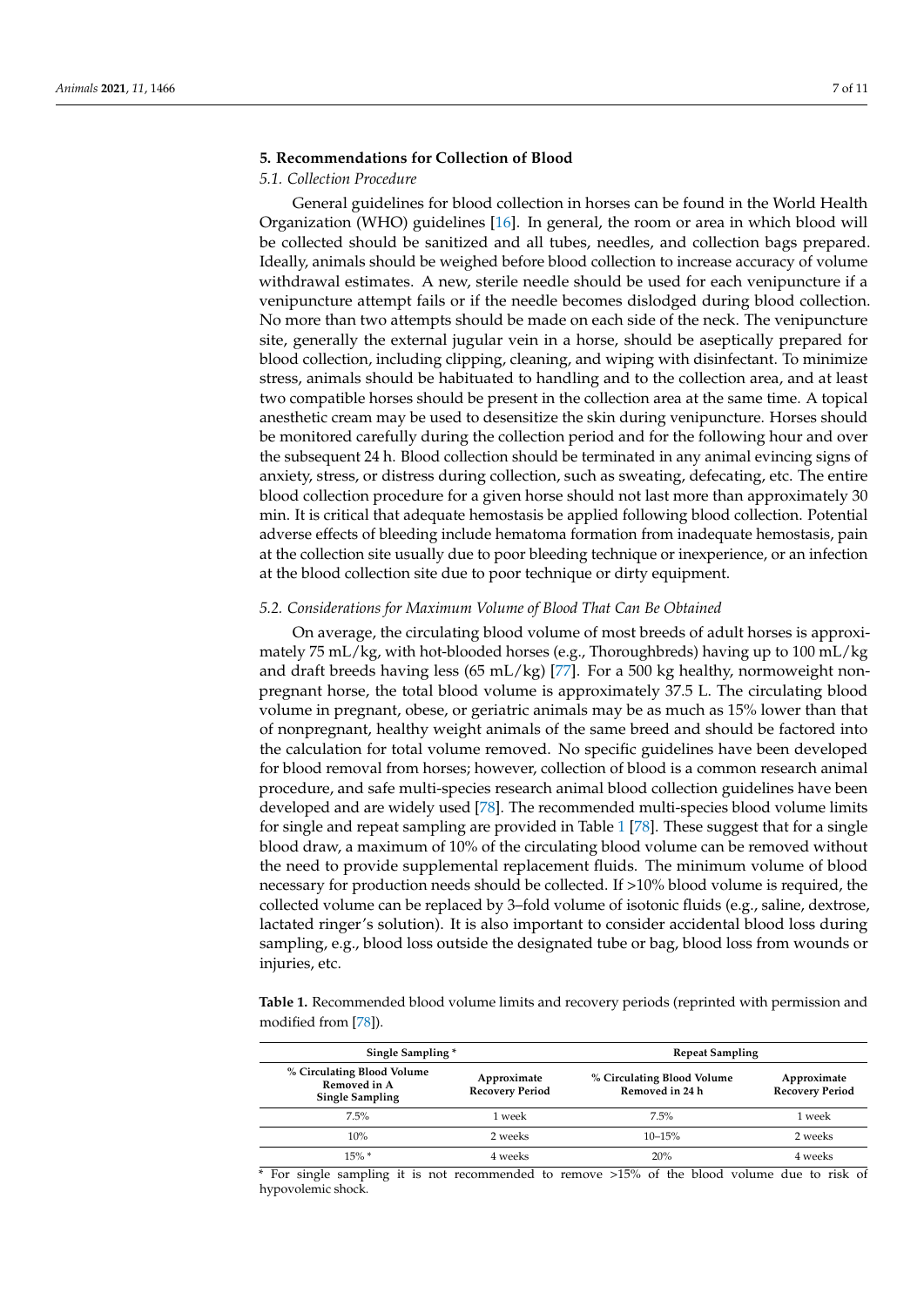## 5. Recommendations for Collection of Blood

### *5.1. Collection Procedure*

General guidelines for blood collection in horses can be found in the World Health Organization (WHO) guidelines [16]. In general, the room or area in which blood will be collected should be sanitized and all tubes, needles, and collection bags prepared. Ideally, animals should be weighed before blood collection to increase accuracy of volume withdrawal estimates. A new, sterile needle should be used for each venipuncture if a venipuncture attempt fails or if the needle becomes dislodged during blood collection. No more than two attempts should be made on each side of the neck. The venipuncture site, generally the external jugular vein in a horse, should be aseptically prepared for blood collection, including clipping, cleaning, and wiping with disinfectant. To minimize stress, animals should be habituated to handling and to the collection area, and at least two compatible horses should be present in the collection area at the same time. A topical anesthetic cream may be used to desensitize the skin during venipuncture. Horses should be monitored carefully during the collection period and for the following hour and over the subsequent 24 h. Blood collection should be terminated in any animal evincing signs of anxiety, stress, or distress during collection, such as sweating, defecating, etc. The entire blood collection procedure for a given horse should not last more than approximately 30 min. It is critical that adequate hemostasis be applied following blood collection. Potential adverse effects of bleeding include hematoma formation from inadequate hemostasis, pain at the collection site usually due to poor bleeding technique or inexperience, or an infection at the blood collection site due to poor technique or dirty equipment.

### *5.2. Considerations for Maximum Volume of Blood That Can Be Obtained*

On average, the circulating blood volume of most breeds of adult horses is approximately 75 mL/kg, with hot-blooded horses (e.g., Thoroughbreds) having up to 100 mL/kg and draft breeds having less (65 mL/kg) [77]. For a 500 kg healthy, normoweight nonpregnant horse, the total blood volume is approximately 37.5 L. The circulating blood volume in pregnant, obese, or geriatric animals may be as much as 15% lower than that of nonpregnant, healthy weight animals of the same breed and should be factored into the calculation for total volume removed. No specific guidelines have been developed for blood removal from horses; however, collection of blood is a common research animal procedure, and safe multi-species research animal blood collection guidelines have been developed and are widely used [78]. The recommended multi-species blood volume limits for single and repeat sampling are provided in Table 1 [78]. These suggest that for a single blood draw, a maximum of 10% of the circulating blood volume can be removed without the need to provide supplemental replacement fluids. The minimum volume of blood necessary for production needs should be collected. If >10% blood volume is required, the collected volume can be replaced by 3–fold volume of isotonic fluids (e.g., saline, dextrose, lactated ringer's solution). It is also important to consider accidental blood loss during sampling, e.g., blood loss outside the designated tube or bag, blood loss from wounds or injuries, etc.

**Table 1.** Recommended blood volume limits and recovery periods (reprinted with permission and modified from [78]).

| Single Sampling * | | Repeat Sampling | |
|---|---|---|---|
| **% Circulating Blood Volume Removed in A Single Sampling** | **Approximate Recovery Period** | **% Circulating Blood Volume Removed in 24 h** | **Approximate Recovery Period** |
| 7.5% | 1 week | 7.5% | 1 week |
| 10% | 2 weeks | 10–15% | 2 weeks |
| 15% * | 4 weeks | 20% | 4 weeks |

* For single sampling it is not recommended to remove >15% of the blood volume due to risk of hypovolemic shock.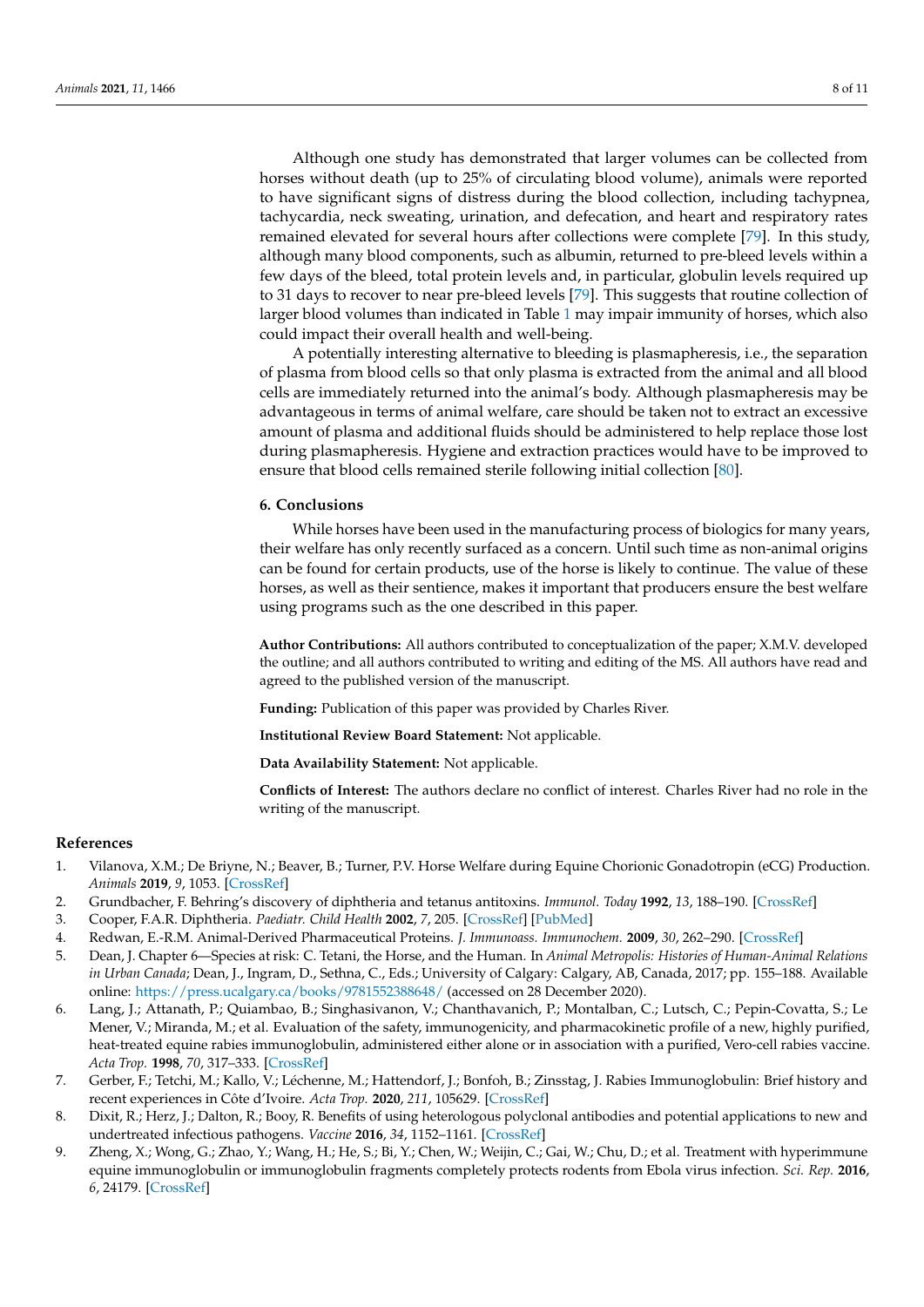Although one study has demonstrated that larger volumes can be collected from horses without death (up to 25% of circulating blood volume), animals were reported to have significant signs of distress during the blood collection, including tachypnea, tachycardia, neck sweating, urination, and defecation, and heart and respiratory rates remained elevated for several hours after collections were complete [79]. In this study, although many blood components, such as albumin, returned to pre-bleed levels within a few days of the bleed, total protein levels and, in particular, globulin levels required up to 31 days to recover to near pre-bleed levels [79]. This suggests that routine collection of larger blood volumes than indicated in Table 1 may impair immunity of horses, which also could impact their overall health and well-being.

A potentially interesting alternative to bleeding is plasmapheresis, i.e., the separation of plasma from blood cells so that only plasma is extracted from the animal and all blood cells are immediately returned into the animal's body. Although plasmapheresis may be advantageous in terms of animal welfare, care should be taken not to extract an excessive amount of plasma and additional fluids should be administered to help replace those lost during plasmapheresis. Hygiene and extraction practices would have to be improved to ensure that blood cells remained sterile following initial collection [80].

## 6. Conclusions

While horses have been used in the manufacturing process of biologics for many years, their welfare has only recently surfaced as a concern. Until such time as non-animal origins can be found for certain products, use of the horse is likely to continue. The value of these horses, as well as their sentience, makes it important that producers ensure the best welfare using programs such as the one described in this paper.

**Author Contributions:** All authors contributed to conceptualization of the paper; X.M.V. developed the outline; and all authors contributed to writing and editing of the MS. All authors have read and agreed to the published version of the manuscript.

**Funding:** Publication of this paper was provided by Charles River.

**Institutional Review Board Statement:** Not applicable.

**Data Availability Statement:** Not applicable.

**Conflicts of Interest:** The authors declare no conflict of interest. Charles River had no role in the writing of the manuscript.

## References

1. Vilanova, X.M.; De Briyne, N.; Beaver, B.; Turner, P.V. Horse Welfare during Equine Chorionic Gonadotropin (eCG) Production. *Animals* **2019**, *9*, 1053. [CrossRef]
2. Grundbacher, F. Behring's discovery of diphtheria and tetanus antitoxins. *Immunol. Today* **1992**, *13*, 188–190. [CrossRef]
3. Cooper, F.A.R. Diphtheria. *Paediatr. Child Health* **2002**, *7*, 205. [CrossRef] [PubMed]
4. Redwan, E.-R.M. Animal-Derived Pharmaceutical Proteins. *J. Immunoass. Immunochem.* **2009**, *30*, 262–290. [CrossRef]
5. Dean, J. Chapter 6—Species at risk: C. Tetani, the Horse, and the Human. In *Animal Metropolis: Histories of Human-Animal Relations in Urban Canada*; Dean, J., Ingram, D., Sethna, C., Eds.; University of Calgary: Calgary, AB, Canada, 2017; pp. 155–188. Available online: https://press.ucalgary.ca/books/9781552388648/ (accessed on 28 December 2020).
6. Lang, J.; Attanath, P.; Quiambao, B.; Singhasivanon, V.; Chanthavanich, P.; Montalban, C.; Lutsch, C.; Pepin-Covatta, S.; Le Mener, V.; Miranda, M.; et al. Evaluation of the safety, immunogenicity, and pharmacokinetic profile of a new, highly purified, heat-treated equine rabies immunoglobulin, administered either alone or in association with a purified, Vero-cell rabies vaccine. *Acta Trop.* **1998**, *70*, 317–333. [CrossRef]
7. Gerber, F.; Tetchi, M.; Kallo, V.; Léchenne, M.; Hattendorf, J.; Bonfoh, B.; Zinsstag, J. Rabies Immunoglobulin: Brief history and recent experiences in Côte d'Ivoire. *Acta Trop.* **2020**, *211*, 105629. [CrossRef]
8. Dixit, R.; Herz, J.; Dalton, R.; Booy, R. Benefits of using heterologous polyclonal antibodies and potential applications to new and undertreated infectious pathogens. *Vaccine* **2016**, *34*, 1152–1161. [CrossRef]
9. Zheng, X.; Wong, G.; Zhao, Y.; Wang, H.; He, S.; Bi, Y.; Chen, W.; Weijin, C.; Gai, W.; Chu, D.; et al. Treatment with hyperimmune equine immunoglobulin or immunoglobulin fragments completely protects rodents from Ebola virus infection. *Sci. Rep.* **2016**, *6*, 24179. [CrossRef]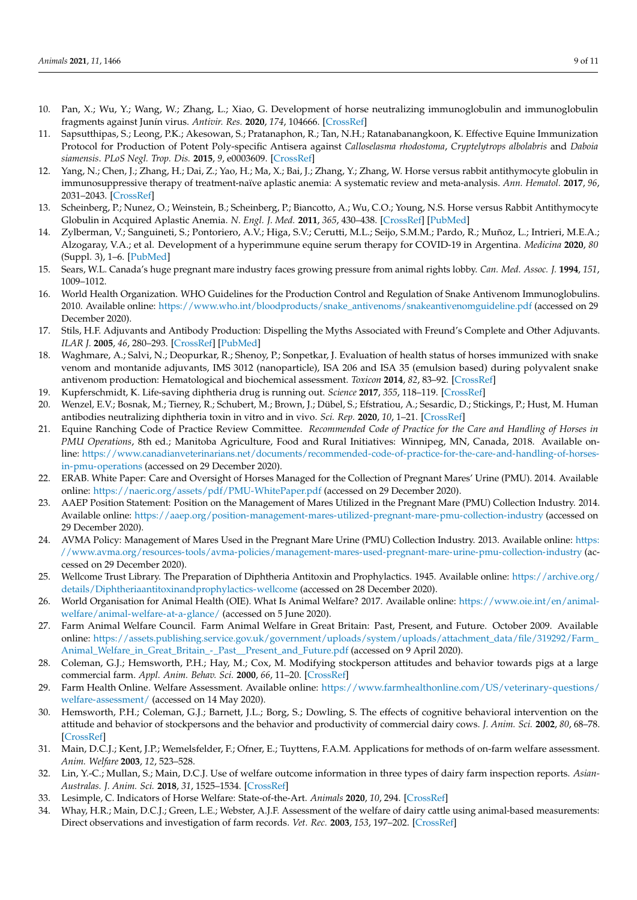10. Pan, X.; Wu, Y.; Wang, W.; Zhang, L.; Xiao, G. Development of horse neutralizing immunoglobulin and immunoglobulin fragments against Junín virus. *Antivir. Res.* **2020**, *174*, 104666. [CrossRef]
11. Sapsutthipas, S.; Leong, P.K.; Akesowan, S.; Pratanaphon, R.; Tan, N.H.; Ratanabanangkoon, K. Effective Equine Immunization Protocol for Production of Potent Poly-specific Antisera against *Calloselasma rhodostoma*, *Cryptelytrops albolabris* and *Daboia siamensis*. *PLoS Negl. Trop. Dis.* **2015**, *9*, e0003609. [CrossRef]
12. Yang, N.; Chen, J.; Zhang, H.; Dai, Z.; Yao, H.; Ma, X.; Bai, J.; Zhang, Y.; Zhang, W. Horse versus rabbit antithymocyte globulin in immunosuppressive therapy of treatment-naïve aplastic anemia: A systematic review and meta-analysis. *Ann. Hematol.* **2017**, *96*, 2031–2043. [CrossRef]
13. Scheinberg, P.; Nunez, O.; Weinstein, B.; Scheinberg, P.; Biancotto, A.; Wu, C.O.; Young, N.S. Horse versus Rabbit Antithymocyte Globulin in Acquired Aplastic Anemia. *N. Engl. J. Med.* **2011**, *365*, 430–438. [CrossRef] [PubMed]
14. Zylberman, V.; Sanguineti, S.; Pontoriero, A.V.; Higa, S.V.; Cerutti, M.L.; Seijo, S.M.M.; Pardo, R.; Muñoz, L.; Intrieri, M.E.A.; Alzogaray, V.A.; et al. Development of a hyperimmune equine serum therapy for COVID-19 in Argentina. *Medicina* **2020**, *80* (Suppl. 3), 1–6. [PubMed]
15. Sears, W.L. Canada's huge pregnant mare industry faces growing pressure from animal rights lobby. *Can. Med. Assoc. J.* **1994**, *151*, 1009–1012.
16. World Health Organization. WHO Guidelines for the Production Control and Regulation of Snake Antivenom Immunoglobulins. 2010. Available online: https://www.who.int/bloodproducts/snake_antivenoms/snakeantivenomguideline.pdf (accessed on 29 December 2020).
17. Stils, H.F. Adjuvants and Antibody Production: Dispelling the Myths Associated with Freund's Complete and Other Adjuvants. *ILAR J.* **2005**, *46*, 280–293. [CrossRef] [PubMed]
18. Waghmare, A.; Salvi, N.; Deopurkar, R.; Shenoy, P.; Sonpetkar, J. Evaluation of health status of horses immunized with snake venom and montanide adjuvants, IMS 3012 (nanoparticle), ISA 206 and ISA 35 (emulsion based) during polyvalent snake antivenom production: Hematological and biochemical assessment. *Toxicon* **2014**, *82*, 83–92. [CrossRef]
19. Kupferschmidt, K. Life-saving diphtheria drug is running out. *Science* **2017**, *355*, 118–119. [CrossRef]
20. Wenzel, E.V.; Bosnak, M.; Tierney, R.; Schubert, M.; Brown, J.; Dübel, S.; Efstratiou, A.; Sesardic, D.; Stickings, P.; Hust, M. Human antibodies neutralizing diphtheria toxin in vitro and in vivo. *Sci. Rep.* **2020**, *10*, 1–21. [CrossRef]
21. Equine Ranching Code of Practice Review Committee. *Recommended Code of Practice for the Care and Handling of Horses in PMU Operations*, 8th ed.; Manitoba Agriculture, Food and Rural Initiatives: Winnipeg, MN, Canada, 2018. Available online: https://www.canadianveterinarians.net/documents/recommended-code-of-practice-for-the-care-and-handling-of-horses-in-pmu-operations (accessed on 29 December 2020).
22. ERAB. White Paper: Care and Oversight of Horses Managed for the Collection of Pregnant Mares' Urine (PMU). 2014. Available online: https://naeric.org/assets/pdf/PMU-WhitePaper.pdf (accessed on 29 December 2020).
23. AAEP Position Statement: Position on the Management of Mares Utilized in the Pregnant Mare (PMU) Collection Industry. 2014. Available online: https://aaep.org/position-management-mares-utilized-pregnant-mare-pmu-collection-industry (accessed on 29 December 2020).
24. AVMA Policy: Management of Mares Used in the Pregnant Mare Urine (PMU) Collection Industry. 2013. Available online: https://www.avma.org/resources-tools/avma-policies/management-mares-used-pregnant-mare-urine-pmu-collection-industry (accessed on 29 December 2020).
25. Wellcome Trust Library. The Preparation of Diphtheria Antitoxin and Prophylactics. 1945. Available online: https://archive.org/details/Diphtheriaantitoxinandprophylactics-wellcome (accessed on 28 December 2020).
26. World Organisation for Animal Health (OIE). What Is Animal Welfare? 2017. Available online: https://www.oie.int/en/animal-welfare/animal-welfare-at-a-glance/ (accessed on 5 June 2020).
27. Farm Animal Welfare Council. Farm Animal Welfare in Great Britain: Past, Present, and Future. October 2009. Available online: https://assets.publishing.service.gov.uk/government/uploads/system/uploads/attachment_data/file/319292/Farm_Animal_Welfare_in_Great_Britain_-_Past__Present_and_Future.pdf (accessed on 9 April 2020).
28. Coleman, G.J.; Hemsworth, P.H.; Hay, M.; Cox, M. Modifying stockperson attitudes and behavior towards pigs at a large commercial farm. *Appl. Anim. Behav. Sci.* **2000**, *66*, 11–20. [CrossRef]
29. Farm Health Online. Welfare Assessment. Available online: https://www.farmhealthonline.com/US/veterinary-questions/welfare-assessment/ (accessed on 14 May 2020).
30. Hemsworth, P.H.; Coleman, G.J.; Barnett, J.L.; Borg, S.; Dowling, S. The effects of cognitive behavioral intervention on the attitude and behavior of stockpersons and the behavior and productivity of commercial dairy cows. *J. Anim. Sci.* **2002**, *80*, 68–78. [CrossRef]
31. Main, D.C.J.; Kent, J.P.; Wemelsfelder, F.; Ofner, E.; Tuyttens, F.A.M. Applications for methods of on-farm welfare assessment. *Anim. Welfare* **2003**, *12*, 523–528.
32. Lin, Y.-C.; Mullan, S.; Main, D.C.J. Use of welfare outcome information in three types of dairy farm inspection reports. *Asian-Australas. J. Anim. Sci.* **2018**, *31*, 1525–1534. [CrossRef]
33. Lesimple, C. Indicators of Horse Welfare: State-of-the-Art. *Animals* **2020**, *10*, 294. [CrossRef]
34. Whay, H.R.; Main, D.C.J.; Green, L.E.; Webster, A.J.F. Assessment of the welfare of dairy cattle using animal-based measurements: Direct observations and investigation of farm records. *Vet. Rec.* **2003**, *153*, 197–202. [CrossRef]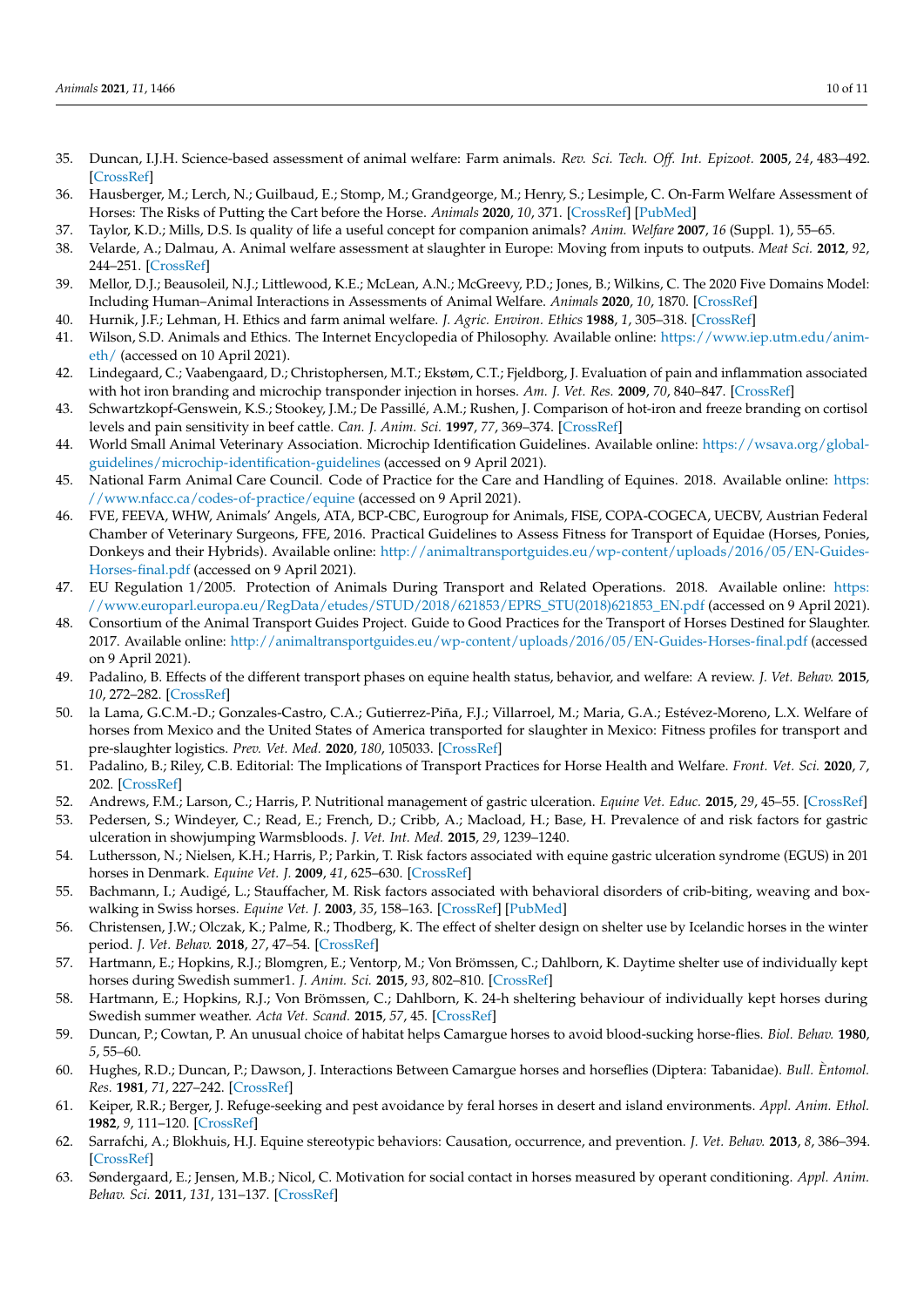35. Duncan, I.J.H. Science-based assessment of animal welfare: Farm animals. *Rev. Sci. Tech. Off. Int. Epizoot.* **2005**, *24*, 483–492. [CrossRef]
36. Hausberger, M.; Lerch, N.; Guilbaud, E.; Stomp, M.; Grandgeorge, M.; Henry, S.; Lesimple, C. On-Farm Welfare Assessment of Horses: The Risks of Putting the Cart before the Horse. *Animals* **2020**, *10*, 371. [CrossRef] [PubMed]
37. Taylor, K.D.; Mills, D.S. Is quality of life a useful concept for companion animals? *Anim. Welfare* **2007**, *16* (Suppl. 1), 55–65.
38. Velarde, A.; Dalmau, A. Animal welfare assessment at slaughter in Europe: Moving from inputs to outputs. *Meat Sci.* **2012**, *92*, 244–251. [CrossRef]
39. Mellor, D.J.; Beausoleil, N.J.; Littlewood, K.E.; McLean, A.N.; McGreevy, P.D.; Jones, B.; Wilkins, C. The 2020 Five Domains Model: Including Human–Animal Interactions in Assessments of Animal Welfare. *Animals* **2020**, *10*, 1870. [CrossRef]
40. Hurnik, J.F.; Lehman, H. Ethics and farm animal welfare. *J. Agric. Environ. Ethics* **1988**, *1*, 305–318. [CrossRef]
41. Wilson, S.D. Animals and Ethics. The Internet Encyclopedia of Philosophy. Available online: https://www.iep.utm.edu/anim-eth/ (accessed on 10 April 2021).
42. Lindegaard, C.; Vaabengaard, D.; Christophersen, M.T.; Ekstøm, C.T.; Fjeldborg, J. Evaluation of pain and inflammation associated with hot iron branding and microchip transponder injection in horses. *Am. J. Vet. Res.* **2009**, *70*, 840–847. [CrossRef]
43. Schwartzkopf-Genswein, K.S.; Stookey, J.M.; De Passillé, A.M.; Rushen, J. Comparison of hot-iron and freeze branding on cortisol levels and pain sensitivity in beef cattle. *Can. J. Anim. Sci.* **1997**, *77*, 369–374. [CrossRef]
44. World Small Animal Veterinary Association. Microchip Identification Guidelines. Available online: https://wsava.org/global-guidelines/microchip-identification-guidelines (accessed on 9 April 2021).
45. National Farm Animal Care Council. Code of Practice for the Care and Handling of Equines. 2018. Available online: https://www.nfacc.ca/codes-of-practice/equine (accessed on 9 April 2021).
46. FVE, FEEVA, WHW, Animals' Angels, ATA, BCP-CBC, Eurogroup for Animals, FISE, COPA-COGECA, UECBV, Austrian Federal Chamber of Veterinary Surgeons, FFE, 2016. Practical Guidelines to Assess Fitness for Transport of Equidae (Horses, Ponies, Donkeys and their Hybrids). Available online: http://animaltransportguides.eu/wp-content/uploads/2016/05/EN-Guides-Horses-final.pdf (accessed on 9 April 2021).
47. EU Regulation 1/2005. Protection of Animals During Transport and Related Operations. 2018. Available online: https://www.europarl.europa.eu/RegData/etudes/STUD/2018/621853/EPRS_STU(2018)621853_EN.pdf (accessed on 9 April 2021).
48. Consortium of the Animal Transport Guides Project. Guide to Good Practices for the Transport of Horses Destined for Slaughter. 2017. Available online: http://animaltransportguides.eu/wp-content/uploads/2016/05/EN-Guides-Horses-final.pdf (accessed on 9 April 2021).
49. Padalino, B. Effects of the different transport phases on equine health status, behavior, and welfare: A review. *J. Vet. Behav.* **2015**, *10*, 272–282. [CrossRef]
50. la Lama, G.C.M.-D.; Gonzales-Castro, C.A.; Gutierrez-Piña, F.J.; Villarroel, M.; Maria, G.A.; Estévez-Moreno, L.X. Welfare of horses from Mexico and the United States of America transported for slaughter in Mexico: Fitness profiles for transport and pre-slaughter logistics. *Prev. Vet. Med.* **2020**, *180*, 105033. [CrossRef]
51. Padalino, B.; Riley, C.B. Editorial: The Implications of Transport Practices for Horse Health and Welfare. *Front. Vet. Sci.* **2020**, *7*, 202. [CrossRef]
52. Andrews, F.M.; Larson, C.; Harris, P. Nutritional management of gastric ulceration. *Equine Vet. Educ.* **2015**, *29*, 45–55. [CrossRef]
53. Pedersen, S.; Windeyer, C.; Read, E.; French, D.; Cribb, A.; Macload, H.; Base, H. Prevalence of and risk factors for gastric ulceration in showjumping Warmsbloods. *J. Vet. Int. Med.* **2015**, *29*, 1239–1240.
54. Luthersson, N.; Nielsen, K.H.; Harris, P.; Parkin, T. Risk factors associated with equine gastric ulceration syndrome (EGUS) in 201 horses in Denmark. *Equine Vet. J.* **2009**, *41*, 625–630. [CrossRef]
55. Bachmann, I.; Audigé, L.; Stauffacher, M. Risk factors associated with behavioral disorders of crib-biting, weaving and box-walking in Swiss horses. *Equine Vet. J.* **2003**, *35*, 158–163. [CrossRef] [PubMed]
56. Christensen, J.W.; Olczak, K.; Palme, R.; Thodberg, K. The effect of shelter design on shelter use by Icelandic horses in the winter period. *J. Vet. Behav.* **2018**, *27*, 47–54. [CrossRef]
57. Hartmann, E.; Hopkins, R.J.; Blomgren, E.; Ventorp, M.; Von Brömssen, C.; Dahlborn, K. Daytime shelter use of individually kept horses during Swedish summer1. *J. Anim. Sci.* **2015**, *93*, 802–810. [CrossRef]
58. Hartmann, E.; Hopkins, R.J.; Von Brömssen, C.; Dahlborn, K. 24-h sheltering behaviour of individually kept horses during Swedish summer weather. *Acta Vet. Scand.* **2015**, *57*, 45. [CrossRef]
59. Duncan, P.; Cowtan, P. An unusual choice of habitat helps Camargue horses to avoid blood-sucking horse-flies. *Biol. Behav.* **1980**, *5*, 55–60.
60. Hughes, R.D.; Duncan, P.; Dawson, J. Interactions Between Camargue horses and horseflies (Diptera: Tabanidae). *Bull. Èntomol. Res.* **1981**, *71*, 227–242. [CrossRef]
61. Keiper, R.R.; Berger, J. Refuge-seeking and pest avoidance by feral horses in desert and island environments. *Appl. Anim. Ethol.* **1982**, *9*, 111–120. [CrossRef]
62. Sarrafchi, A.; Blokhuis, H.J. Equine stereotypic behaviors: Causation, occurrence, and prevention. *J. Vet. Behav.* **2013**, *8*, 386–394. [CrossRef]
63. Søndergaard, E.; Jensen, M.B.; Nicol, C. Motivation for social contact in horses measured by operant conditioning. *Appl. Anim. Behav. Sci.* **2011**, *131*, 131–137. [CrossRef]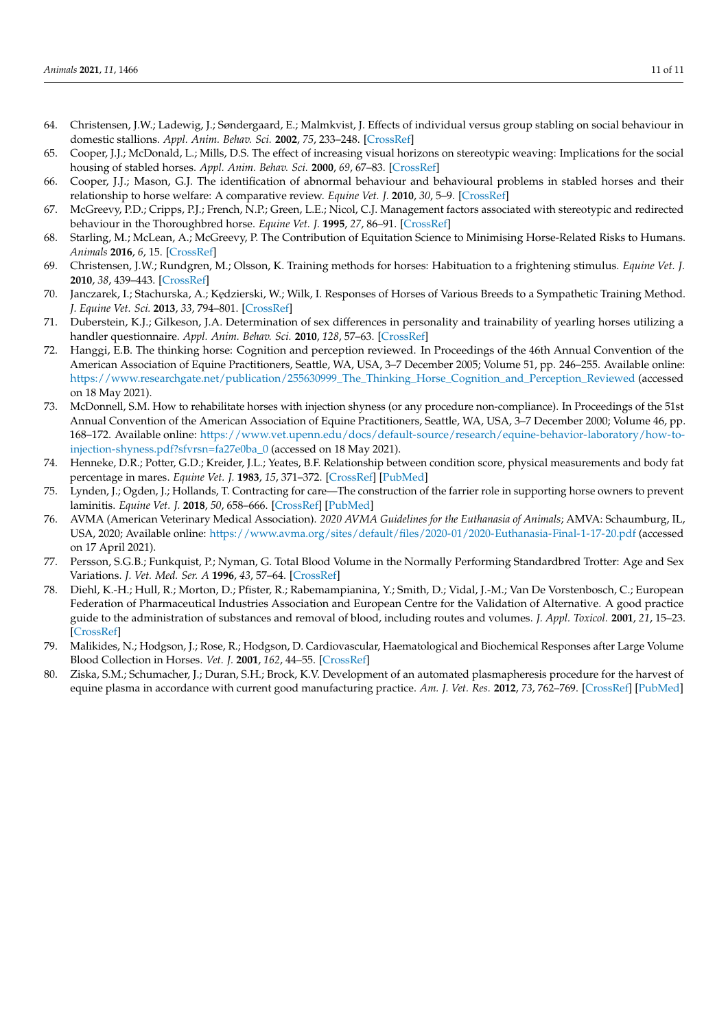64. Christensen, J.W.; Ladewig, J.; Søndergaard, E.; Malmkvist, J. Effects of individual versus group stabling on social behaviour in domestic stallions. *Appl. Anim. Behav. Sci.* **2002**, *75*, 233–248. [CrossRef]
65. Cooper, J.J.; McDonald, L.; Mills, D.S. The effect of increasing visual horizons on stereotypic weaving: Implications for the social housing of stabled horses. *Appl. Anim. Behav. Sci.* **2000**, *69*, 67–83. [CrossRef]
66. Cooper, J.J.; Mason, G.J. The identification of abnormal behaviour and behavioural problems in stabled horses and their relationship to horse welfare: A comparative review. *Equine Vet. J.* **2010**, *30*, 5–9. [CrossRef]
67. McGreevy, P.D.; Cripps, P.J.; French, N.P.; Green, L.E.; Nicol, C.J. Management factors associated with stereotypic and redirected behaviour in the Thoroughbred horse. *Equine Vet. J.* **1995**, *27*, 86–91. [CrossRef]
68. Starling, M.; McLean, A.; McGreevy, P. The Contribution of Equitation Science to Minimising Horse-Related Risks to Humans. *Animals* **2016**, *6*, 15. [CrossRef]
69. Christensen, J.W.; Rundgren, M.; Olsson, K. Training methods for horses: Habituation to a frightening stimulus. *Equine Vet. J.* **2010**, *38*, 439–443. [CrossRef]
70. Janczarek, I.; Stachurska, A.; Kędzierski, W.; Wilk, I. Responses of Horses of Various Breeds to a Sympathetic Training Method. *J. Equine Vet. Sci.* **2013**, *33*, 794–801. [CrossRef]
71. Duberstein, K.J.; Gilkeson, J.A. Determination of sex differences in personality and trainability of yearling horses utilizing a handler questionnaire. *Appl. Anim. Behav. Sci.* **2010**, *128*, 57–63. [CrossRef]
72. Hanggi, E.B. The thinking horse: Cognition and perception reviewed. In Proceedings of the 46th Annual Convention of the American Association of Equine Practitioners, Seattle, WA, USA, 3–7 December 2005; Volume 51, pp. 246–255. Available online: https://www.researchgate.net/publication/255630999_The_Thinking_Horse_Cognition_and_Perception_Reviewed (accessed on 18 May 2021).
73. McDonnell, S.M. How to rehabilitate horses with injection shyness (or any procedure non-compliance). In Proceedings of the 51st Annual Convention of the American Association of Equine Practitioners, Seattle, WA, USA, 3–7 December 2000; Volume 46, pp. 168–172. Available online: https://www.vet.upenn.edu/docs/default-source/research/equine-behavior-laboratory/how-to-injection-shyness.pdf?sfvrsn=fa27e0ba_0 (accessed on 18 May 2021).
74. Henneke, D.R.; Potter, G.D.; Kreider, J.L.; Yeates, B.F. Relationship between condition score, physical measurements and body fat percentage in mares. *Equine Vet. J.* **1983**, *15*, 371–372. [CrossRef] [PubMed]
75. Lynden, J.; Ogden, J.; Hollands, T. Contracting for care—The construction of the farrier role in supporting horse owners to prevent laminitis. *Equine Vet. J.* **2018**, *50*, 658–666. [CrossRef] [PubMed]
76. AVMA (American Veterinary Medical Association). *2020 AVMA Guidelines for the Euthanasia of Animals*; AMVA: Schaumburg, IL, USA, 2020; Available online: https://www.avma.org/sites/default/files/2020-01/2020-Euthanasia-Final-1-17-20.pdf (accessed on 17 April 2021).
77. Persson, S.G.B.; Funkquist, P.; Nyman, G. Total Blood Volume in the Normally Performing Standardbred Trotter: Age and Sex Variations. *J. Vet. Med. Ser. A* **1996**, *43*, 57–64. [CrossRef]
78. Diehl, K.-H.; Hull, R.; Morton, D.; Pfister, R.; Rabemampianina, Y.; Smith, D.; Vidal, J.-M.; Van De Vorstenbosch, C.; European Federation of Pharmaceutical Industries Association and European Centre for the Validation of Alternative. A good practice guide to the administration of substances and removal of blood, including routes and volumes. *J. Appl. Toxicol.* **2001**, *21*, 15–23. [CrossRef]
79. Malikides, N.; Hodgson, J.; Rose, R.; Hodgson, D. Cardiovascular, Haematological and Biochemical Responses after Large Volume Blood Collection in Horses. *Vet. J.* **2001**, *162*, 44–55. [CrossRef]
80. Ziska, S.M.; Schumacher, J.; Duran, S.H.; Brock, K.V. Development of an automated plasmapheresis procedure for the harvest of equine plasma in accordance with current good manufacturing practice. *Am. J. Vet. Res.* **2012**, *73*, 762–769. [CrossRef] [PubMed]